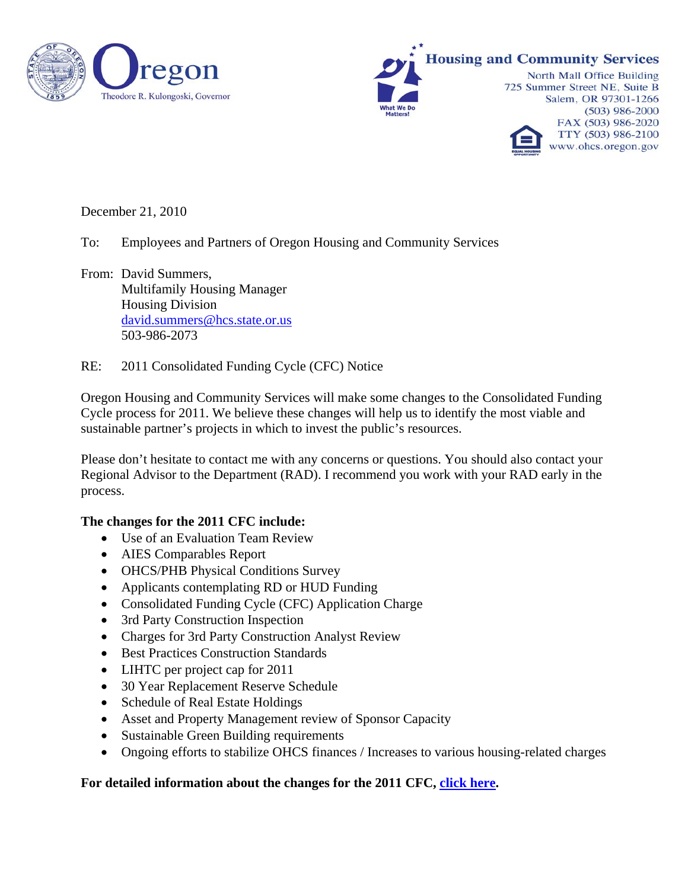Oregon

Theodore R. Kulongoski, Governor

What We Do Matters!

**Housing and Community Services**

North Mall Office Building
725 Summer Street NE, Suite B
Salem, OR 97301-1266
(503) 986-2000
FAX (503) 986-2020
TTY (503) 986-2100
www.ohcs.oregon.gov

December 21, 2010

To: Employees and Partners of Oregon Housing and Community Services

From: David Summers,
Multifamily Housing Manager
Housing Division
[david.summers@hcs.state.or.us](mailto:david.summers@hcs.state.or.us)
503-986-2073

RE: 2011 Consolidated Funding Cycle (CFC) Notice

Oregon Housing and Community Services will make some changes to the Consolidated Funding Cycle process for 2011. We believe these changes will help us to identify the most viable and sustainable partner's projects in which to invest the public's resources.

Please don't hesitate to contact me with any concerns or questions. You should also contact your Regional Advisor to the Department (RAD). I recommend you work with your RAD early in the process.

**The changes for the 2011 CFC include:**

- Use of an Evaluation Team Review
- AIES Comparables Report
- OHCS/PHB Physical Conditions Survey
- Applicants contemplating RD or HUD Funding
- Consolidated Funding Cycle (CFC) Application Charge
- 3rd Party Construction Inspection
- Charges for 3rd Party Construction Analyst Review
- Best Practices Construction Standards
- LIHTC per project cap for 2011
- 30 Year Replacement Reserve Schedule
- Schedule of Real Estate Holdings
- Asset and Property Management review of Sponsor Capacity
- Sustainable Green Building requirements
- Ongoing efforts to stabilize OHCS finances / Increases to various housing-related charges

**For detailed information about the changes for the 2011 CFC, click here.**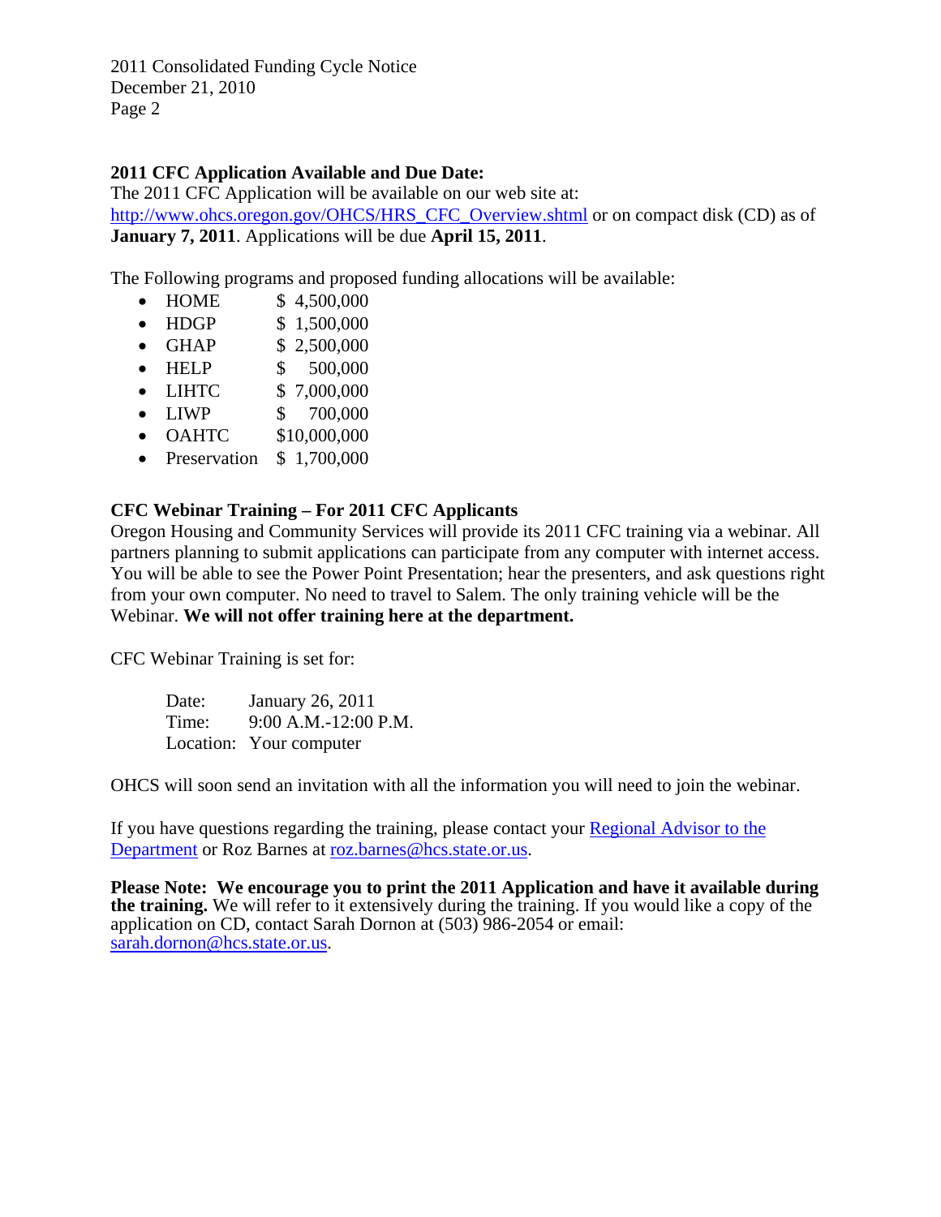## 2011 CFC Application Available and Due Date:

The 2011 CFC Application will be available on our web site at: http://www.ohcs.oregon.gov/OHCS/HRS_CFC_Overview.shtml or on compact disk (CD) as of **January 7, 2011**. Applications will be due **April 15, 2011**.

The Following programs and proposed funding allocations will be available:

- HOME $ 4,500,000
- HDGP $ 1,500,000
- GHAP $ 2,500,000
- HELP $ 500,000
- LIHTC $ 7,000,000
- LIWP $ 700,000
- OAHTC $10,000,000
- Preservation $ 1,700,000

## CFC Webinar Training – For 2011 CFC Applicants

Oregon Housing and Community Services will provide its 2011 CFC training via a webinar. All partners planning to submit applications can participate from any computer with internet access. You will be able to see the Power Point Presentation; hear the presenters, and ask questions right from your own computer. No need to travel to Salem. The only training vehicle will be the Webinar. **We will not offer training here at the department.**

CFC Webinar Training is set for:

Date: January 26, 2011
Time: 9:00 A.M.-12:00 P.M.
Location: Your computer

OHCS will soon send an invitation with all the information you will need to join the webinar.

If you have questions regarding the training, please contact your Regional Advisor to the Department or Roz Barnes at roz.barnes@hcs.state.or.us.

**Please Note: We encourage you to print the 2011 Application and have it available during the training.** We will refer to it extensively during the training. If you would like a copy of the application on CD, contact Sarah Dornon at (503) 986-2054 or email: sarah.dornon@hcs.state.or.us.